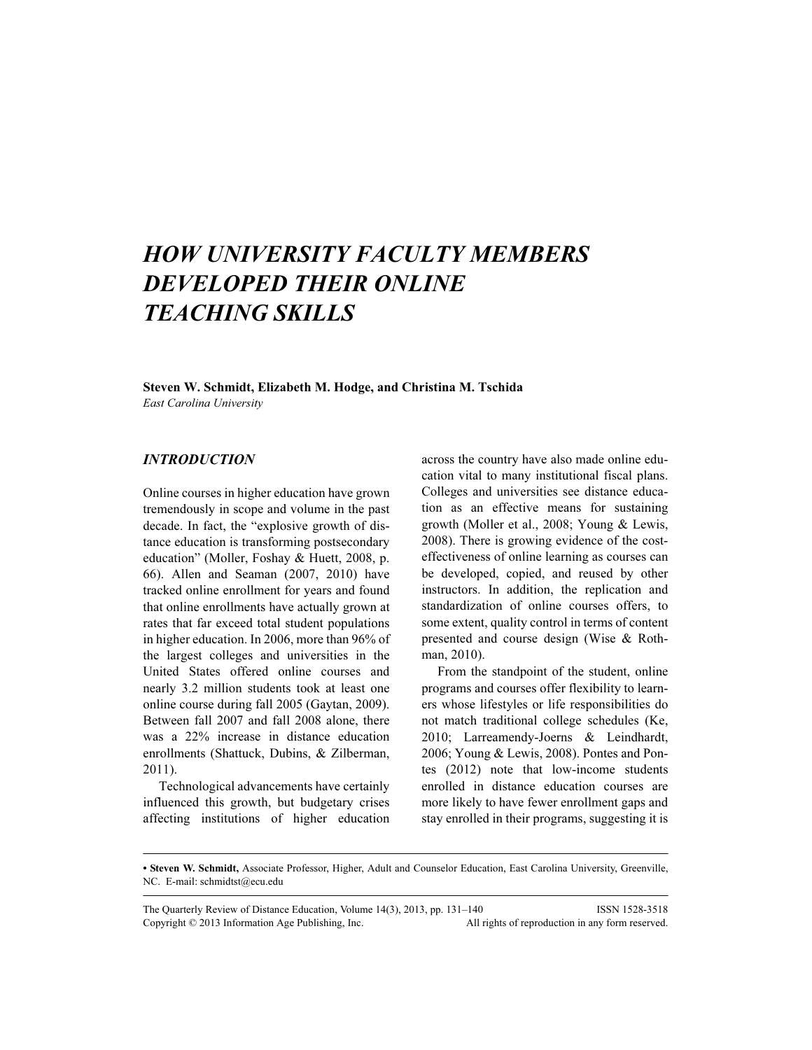# HOW UNIVERSITY FACULTY MEMBERS DEVELOPED THEIR ONLINE TEACHING SKILLS

**Steven W. Schmidt, Elizabeth M. Hodge, and Christina M. Tschida**
*East Carolina University*

## INTRODUCTION

Online courses in higher education have grown tremendously in scope and volume in the past decade. In fact, the "explosive growth of distance education is transforming postsecondary education" (Moller, Foshay & Huett, 2008, p. 66). Allen and Seaman (2007, 2010) have tracked online enrollment for years and found that online enrollments have actually grown at rates that far exceed total student populations in higher education. In 2006, more than 96% of the largest colleges and universities in the United States offered online courses and nearly 3.2 million students took at least one online course during fall 2005 (Gaytan, 2009). Between fall 2007 and fall 2008 alone, there was a 22% increase in distance education enrollments (Shattuck, Dubins, & Zilberman, 2011).

Technological advancements have certainly influenced this growth, but budgetary crises affecting institutions of higher education across the country have also made online education vital to many institutional fiscal plans. Colleges and universities see distance education as an effective means for sustaining growth (Moller et al., 2008; Young & Lewis, 2008). There is growing evidence of the cost-effectiveness of online learning as courses can be developed, copied, and reused by other instructors. In addition, the replication and standardization of online courses offers, to some extent, quality control in terms of content presented and course design (Wise & Rothman, 2010).

From the standpoint of the student, online programs and courses offer flexibility to learners whose lifestyles or life responsibilities do not match traditional college schedules (Ke, 2010; Larreamendy-Joerns & Leindhardt, 2006; Young & Lewis, 2008). Pontes and Pontes (2012) note that low-income students enrolled in distance education courses are more likely to have fewer enrollment gaps and stay enrolled in their programs, suggesting it is

---

• **Steven W. Schmidt,** Associate Professor, Higher, Adult and Counselor Education, East Carolina University, Greenville, NC. E-mail: schmidtst@ecu.edu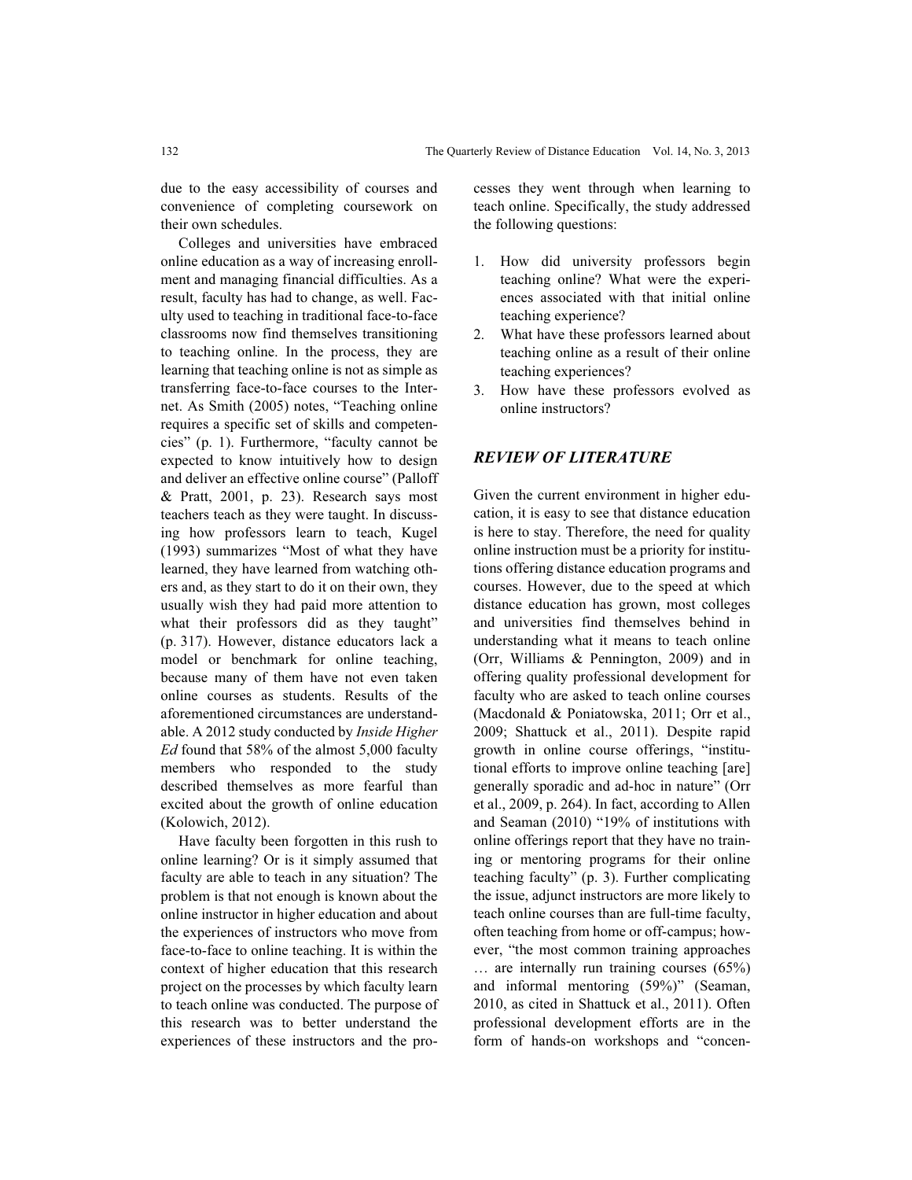due to the easy accessibility of courses and convenience of completing coursework on their own schedules.

Colleges and universities have embraced online education as a way of increasing enrollment and managing financial difficulties. As a result, faculty has had to change, as well. Faculty used to teaching in traditional face-to-face classrooms now find themselves transitioning to teaching online. In the process, they are learning that teaching online is not as simple as transferring face-to-face courses to the Internet. As Smith (2005) notes, "Teaching online requires a specific set of skills and competencies" (p. 1). Furthermore, "faculty cannot be expected to know intuitively how to design and deliver an effective online course" (Palloff & Pratt, 2001, p. 23). Research says most teachers teach as they were taught. In discussing how professors learn to teach, Kugel (1993) summarizes "Most of what they have learned, they have learned from watching others and, as they start to do it on their own, they usually wish they had paid more attention to what their professors did as they taught" (p. 317). However, distance educators lack a model or benchmark for online teaching, because many of them have not even taken online courses as students. Results of the aforementioned circumstances are understandable. A 2012 study conducted by *Inside Higher Ed* found that 58% of the almost 5,000 faculty members who responded to the study described themselves as more fearful than excited about the growth of online education (Kolowich, 2012).

Have faculty been forgotten in this rush to online learning? Or is it simply assumed that faculty are able to teach in any situation? The problem is that not enough is known about the online instructor in higher education and about the experiences of instructors who move from face-to-face to online teaching. It is within the context of higher education that this research project on the processes by which faculty learn to teach online was conducted. The purpose of this research was to better understand the experiences of these instructors and the processes they went through when learning to teach online. Specifically, the study addressed the following questions:

1. How did university professors begin teaching online? What were the experiences associated with that initial online teaching experience?
2. What have these professors learned about teaching online as a result of their online teaching experiences?
3. How have these professors evolved as online instructors?

## *REVIEW OF LITERATURE*

Given the current environment in higher education, it is easy to see that distance education is here to stay. Therefore, the need for quality online instruction must be a priority for institutions offering distance education programs and courses. However, due to the speed at which distance education has grown, most colleges and universities find themselves behind in understanding what it means to teach online (Orr, Williams & Pennington, 2009) and in offering quality professional development for faculty who are asked to teach online courses (Macdonald & Poniatowska, 2011; Orr et al., 2009; Shattuck et al., 2011). Despite rapid growth in online course offerings, "institutional efforts to improve online teaching [are] generally sporadic and ad-hoc in nature" (Orr et al., 2009, p. 264). In fact, according to Allen and Seaman (2010) "19% of institutions with online offerings report that they have no training or mentoring programs for their online teaching faculty" (p. 3). Further complicating the issue, adjunct instructors are more likely to teach online courses than are full-time faculty, often teaching from home or off-campus; however, "the most common training approaches … are internally run training courses (65%) and informal mentoring (59%)" (Seaman, 2010, as cited in Shattuck et al., 2011). Often professional development efforts are in the form of hands-on workshops and "concen-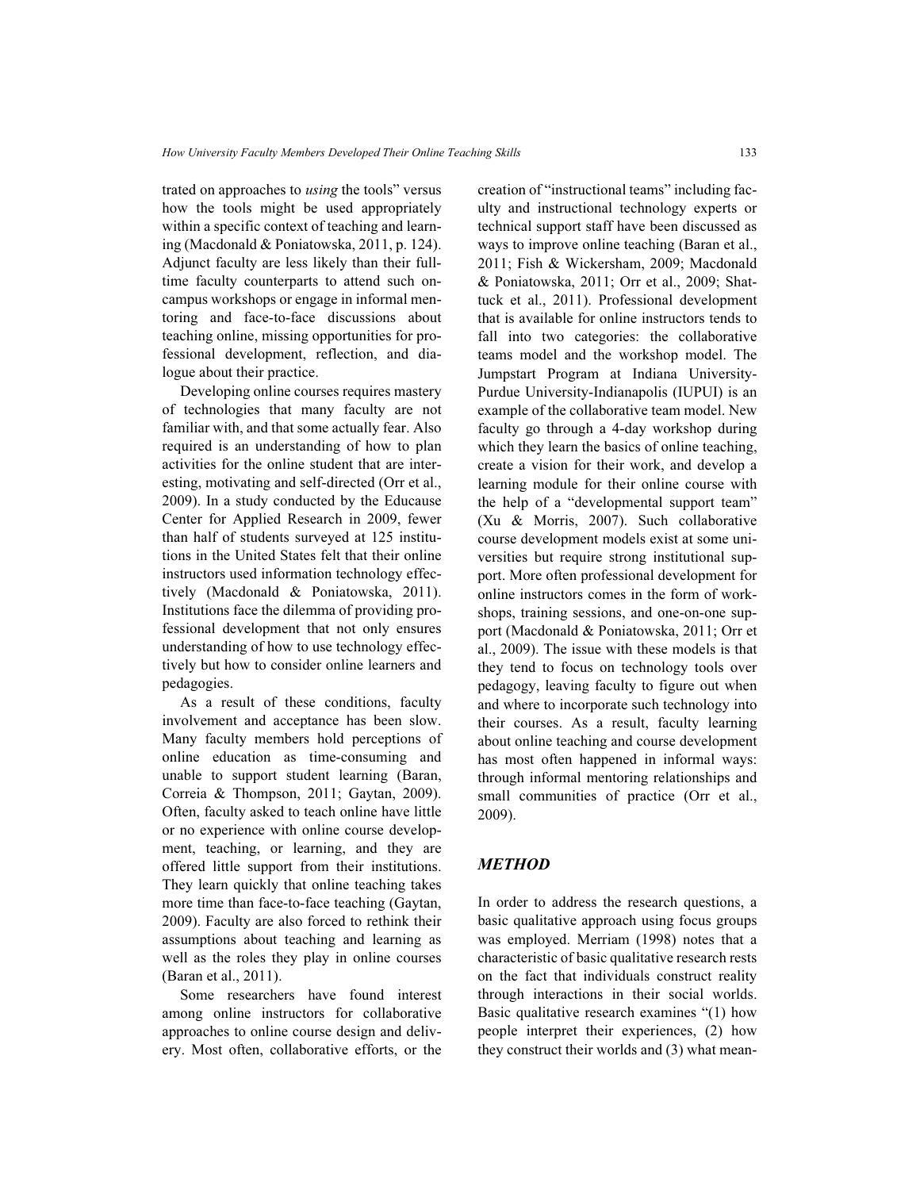trated on approaches to *using* the tools" versus how the tools might be used appropriately within a specific context of teaching and learning (Macdonald & Poniatowska, 2011, p. 124). Adjunct faculty are less likely than their full-time faculty counterparts to attend such on-campus workshops or engage in informal mentoring and face-to-face discussions about teaching online, missing opportunities for professional development, reflection, and dialogue about their practice.

Developing online courses requires mastery of technologies that many faculty are not familiar with, and that some actually fear. Also required is an understanding of how to plan activities for the online student that are interesting, motivating and self-directed (Orr et al., 2009). In a study conducted by the Educause Center for Applied Research in 2009, fewer than half of students surveyed at 125 institutions in the United States felt that their online instructors used information technology effectively (Macdonald & Poniatowska, 2011). Institutions face the dilemma of providing professional development that not only ensures understanding of how to use technology effectively but how to consider online learners and pedagogies.

As a result of these conditions, faculty involvement and acceptance has been slow. Many faculty members hold perceptions of online education as time-consuming and unable to support student learning (Baran, Correia & Thompson, 2011; Gaytan, 2009). Often, faculty asked to teach online have little or no experience with online course development, teaching, or learning, and they are offered little support from their institutions. They learn quickly that online teaching takes more time than face-to-face teaching (Gaytan, 2009). Faculty are also forced to rethink their assumptions about teaching and learning as well as the roles they play in online courses (Baran et al., 2011).

Some researchers have found interest among online instructors for collaborative approaches to online course design and delivery. Most often, collaborative efforts, or the creation of "instructional teams" including faculty and instructional technology experts or technical support staff have been discussed as ways to improve online teaching (Baran et al., 2011; Fish & Wickersham, 2009; Macdonald & Poniatowska, 2011; Orr et al., 2009; Shattuck et al., 2011). Professional development that is available for online instructors tends to fall into two categories: the collaborative teams model and the workshop model. The Jumpstart Program at Indiana University-Purdue University-Indianapolis (IUPUI) is an example of the collaborative team model. New faculty go through a 4-day workshop during which they learn the basics of online teaching, create a vision for their work, and develop a learning module for their online course with the help of a "developmental support team" (Xu & Morris, 2007). Such collaborative course development models exist at some universities but require strong institutional support. More often professional development for online instructors comes in the form of workshops, training sessions, and one-on-one support (Macdonald & Poniatowska, 2011; Orr et al., 2009). The issue with these models is that they tend to focus on technology tools over pedagogy, leaving faculty to figure out when and where to incorporate such technology into their courses. As a result, faculty learning about online teaching and course development has most often happened in informal ways: through informal mentoring relationships and small communities of practice (Orr et al., 2009).

## *METHOD*

In order to address the research questions, a basic qualitative approach using focus groups was employed. Merriam (1998) notes that a characteristic of basic qualitative research rests on the fact that individuals construct reality through interactions in their social worlds. Basic qualitative research examines "(1) how people interpret their experiences, (2) how they construct their worlds and (3) what mean-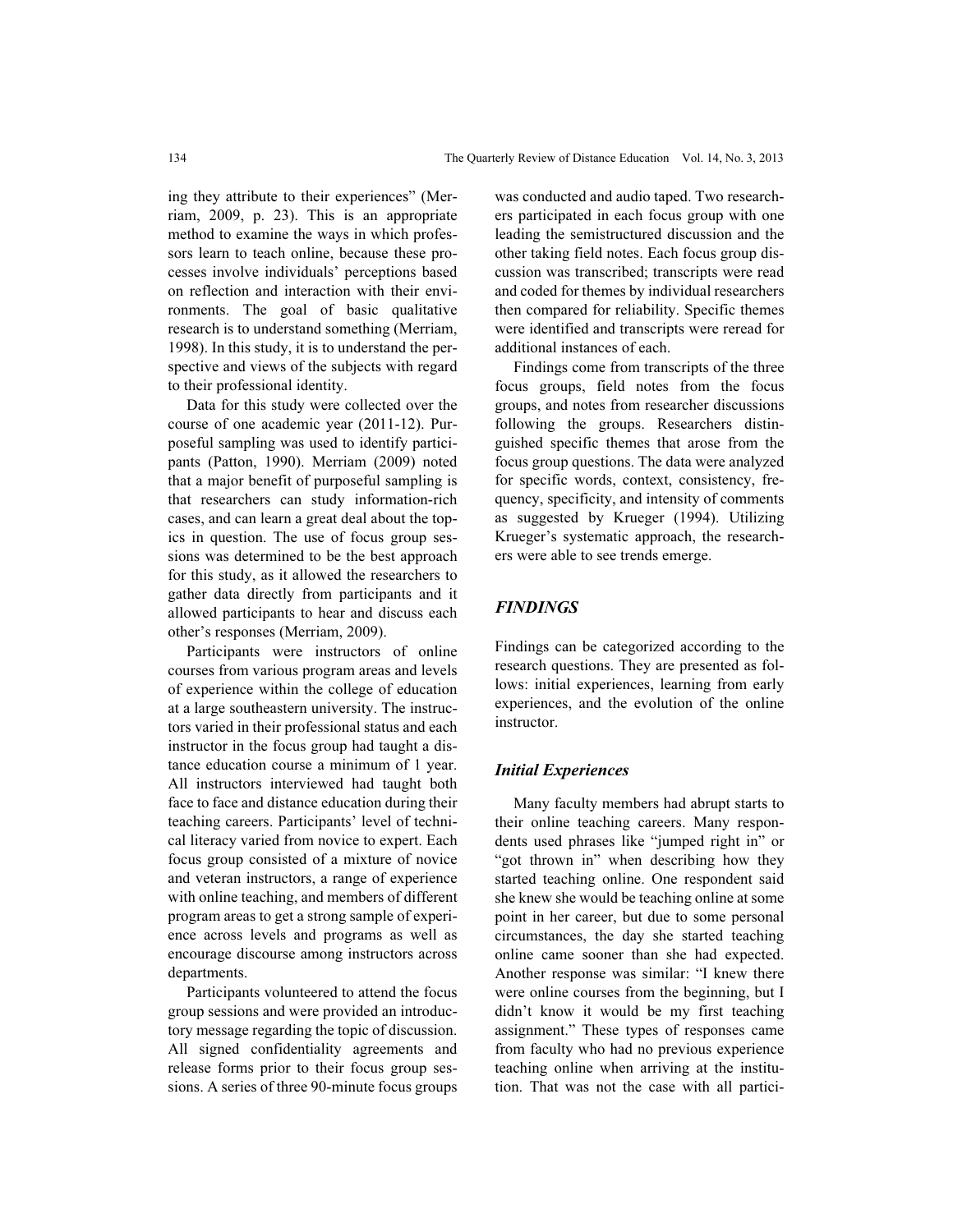ing they attribute to their experiences" (Merriam, 2009, p. 23). This is an appropriate method to examine the ways in which professors learn to teach online, because these processes involve individuals' perceptions based on reflection and interaction with their environments. The goal of basic qualitative research is to understand something (Merriam, 1998). In this study, it is to understand the perspective and views of the subjects with regard to their professional identity.

Data for this study were collected over the course of one academic year (2011-12). Purposeful sampling was used to identify participants (Patton, 1990). Merriam (2009) noted that a major benefit of purposeful sampling is that researchers can study information-rich cases, and can learn a great deal about the topics in question. The use of focus group sessions was determined to be the best approach for this study, as it allowed the researchers to gather data directly from participants and it allowed participants to hear and discuss each other's responses (Merriam, 2009).

Participants were instructors of online courses from various program areas and levels of experience within the college of education at a large southeastern university. The instructors varied in their professional status and each instructor in the focus group had taught a distance education course a minimum of 1 year. All instructors interviewed had taught both face to face and distance education during their teaching careers. Participants' level of technical literacy varied from novice to expert. Each focus group consisted of a mixture of novice and veteran instructors, a range of experience with online teaching, and members of different program areas to get a strong sample of experience across levels and programs as well as encourage discourse among instructors across departments.

Participants volunteered to attend the focus group sessions and were provided an introductory message regarding the topic of discussion. All signed confidentiality agreements and release forms prior to their focus group sessions. A series of three 90-minute focus groups was conducted and audio taped. Two researchers participated in each focus group with one leading the semistructured discussion and the other taking field notes. Each focus group discussion was transcribed; transcripts were read and coded for themes by individual researchers then compared for reliability. Specific themes were identified and transcripts were reread for additional instances of each.

Findings come from transcripts of the three focus groups, field notes from the focus groups, and notes from researcher discussions following the groups. Researchers distinguished specific themes that arose from the focus group questions. The data were analyzed for specific words, context, consistency, frequency, specificity, and intensity of comments as suggested by Krueger (1994). Utilizing Krueger's systematic approach, the researchers were able to see trends emerge.

## *FINDINGS*

Findings can be categorized according to the research questions. They are presented as follows: initial experiences, learning from early experiences, and the evolution of the online instructor.

### *Initial Experiences*

Many faculty members had abrupt starts to their online teaching careers. Many respondents used phrases like "jumped right in" or "got thrown in" when describing how they started teaching online. One respondent said she knew she would be teaching online at some point in her career, but due to some personal circumstances, the day she started teaching online came sooner than she had expected. Another response was similar: "I knew there were online courses from the beginning, but I didn't know it would be my first teaching assignment." These types of responses came from faculty who had no previous experience teaching online when arriving at the institution. That was not the case with all partici-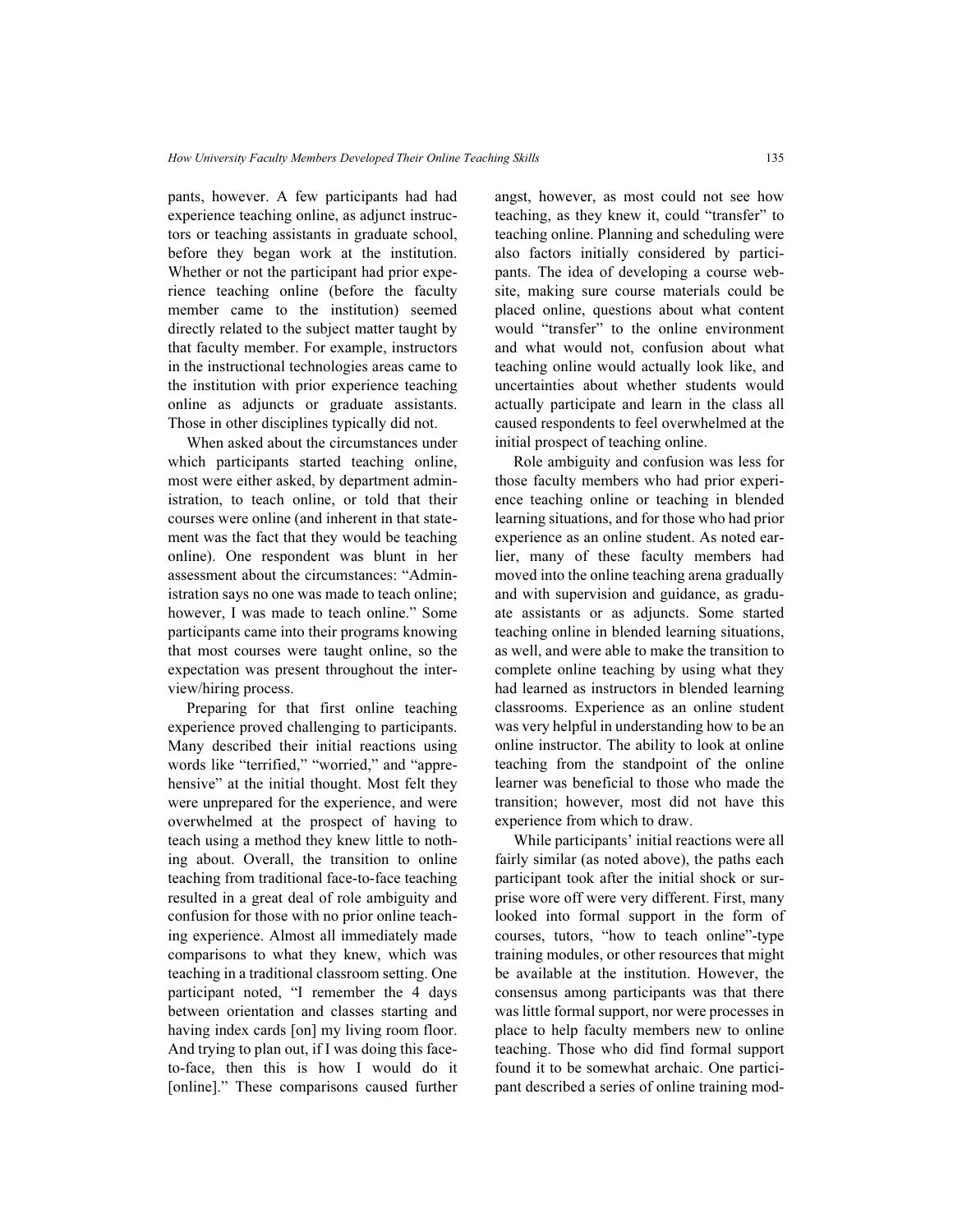pants, however. A few participants had had experience teaching online, as adjunct instructors or teaching assistants in graduate school, before they began work at the institution. Whether or not the participant had prior experience teaching online (before the faculty member came to the institution) seemed directly related to the subject matter taught by that faculty member. For example, instructors in the instructional technologies areas came to the institution with prior experience teaching online as adjuncts or graduate assistants. Those in other disciplines typically did not.

When asked about the circumstances under which participants started teaching online, most were either asked, by department administration, to teach online, or told that their courses were online (and inherent in that statement was the fact that they would be teaching online). One respondent was blunt in her assessment about the circumstances: "Administration says no one was made to teach online; however, I was made to teach online." Some participants came into their programs knowing that most courses were taught online, so the expectation was present throughout the interview/hiring process.

Preparing for that first online teaching experience proved challenging to participants. Many described their initial reactions using words like "terrified," "worried," and "apprehensive" at the initial thought. Most felt they were unprepared for the experience, and were overwhelmed at the prospect of having to teach using a method they knew little to nothing about. Overall, the transition to online teaching from traditional face-to-face teaching resulted in a great deal of role ambiguity and confusion for those with no prior online teaching experience. Almost all immediately made comparisons to what they knew, which was teaching in a traditional classroom setting. One participant noted, "I remember the 4 days between orientation and classes starting and having index cards [on] my living room floor. And trying to plan out, if I was doing this face-to-face, then this is how I would do it [online]." These comparisons caused further angst, however, as most could not see how teaching, as they knew it, could "transfer" to teaching online. Planning and scheduling were also factors initially considered by participants. The idea of developing a course website, making sure course materials could be placed online, questions about what content would "transfer" to the online environment and what would not, confusion about what teaching online would actually look like, and uncertainties about whether students would actually participate and learn in the class all caused respondents to feel overwhelmed at the initial prospect of teaching online.

Role ambiguity and confusion was less for those faculty members who had prior experience teaching online or teaching in blended learning situations, and for those who had prior experience as an online student. As noted earlier, many of these faculty members had moved into the online teaching arena gradually and with supervision and guidance, as graduate assistants or as adjuncts. Some started teaching online in blended learning situations, as well, and were able to make the transition to complete online teaching by using what they had learned as instructors in blended learning classrooms. Experience as an online student was very helpful in understanding how to be an online instructor. The ability to look at online teaching from the standpoint of the online learner was beneficial to those who made the transition; however, most did not have this experience from which to draw.

While participants' initial reactions were all fairly similar (as noted above), the paths each participant took after the initial shock or surprise wore off were very different. First, many looked into formal support in the form of courses, tutors, "how to teach online"-type training modules, or other resources that might be available at the institution. However, the consensus among participants was that there was little formal support, nor were processes in place to help faculty members new to online teaching. Those who did find formal support found it to be somewhat archaic. One participant described a series of online training mod-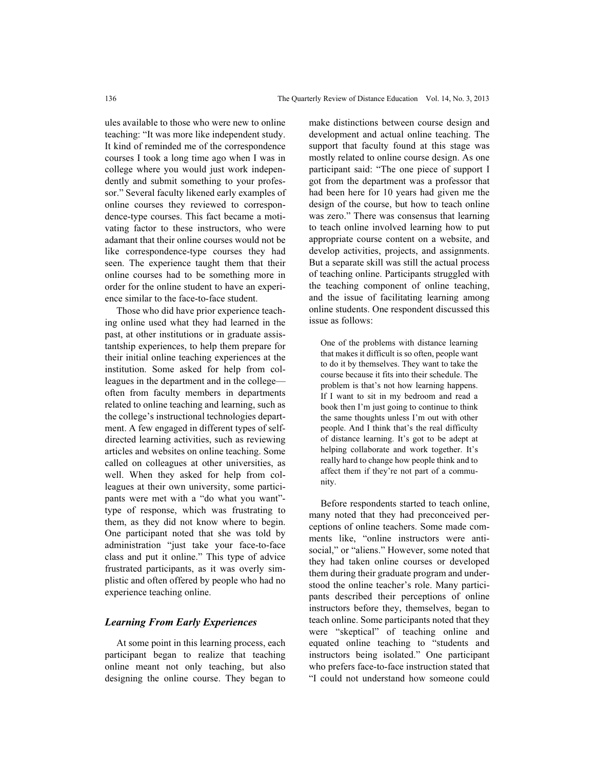ules available to those who were new to online teaching: "It was more like independent study. It kind of reminded me of the correspondence courses I took a long time ago when I was in college where you would just work independently and submit something to your professor." Several faculty likened early examples of online courses they reviewed to correspondence-type courses. This fact became a motivating factor to these instructors, who were adamant that their online courses would not be like correspondence-type courses they had seen. The experience taught them that their online courses had to be something more in order for the online student to have an experience similar to the face-to-face student.

Those who did have prior experience teaching online used what they had learned in the past, at other institutions or in graduate assistantship experiences, to help them prepare for their initial online teaching experiences at the institution. Some asked for help from colleagues in the department and in the college—often from faculty members in departments related to online teaching and learning, such as the college's instructional technologies department. A few engaged in different types of self-directed learning activities, such as reviewing articles and websites on online teaching. Some called on colleagues at other universities, as well. When they asked for help from colleagues at their own university, some participants were met with a "do what you want"-type of response, which was frustrating to them, as they did not know where to begin. One participant noted that she was told by administration "just take your face-to-face class and put it online." This type of advice frustrated participants, as it was overly simplistic and often offered by people who had no experience teaching online.

### *Learning From Early Experiences*

At some point in this learning process, each participant began to realize that teaching online meant not only teaching, but also designing the online course. They began to make distinctions between course design and development and actual online teaching. The support that faculty found at this stage was mostly related to online course design. As one participant said: "The one piece of support I got from the department was a professor that had been here for 10 years had given me the design of the course, but how to teach online was zero." There was consensus that learning to teach online involved learning how to put appropriate course content on a website, and develop activities, projects, and assignments. But a separate skill was still the actual process of teaching online. Participants struggled with the teaching component of online teaching, and the issue of facilitating learning among online students. One respondent discussed this issue as follows:

> One of the problems with distance learning that makes it difficult is so often, people want to do it by themselves. They want to take the course because it fits into their schedule. The problem is that's not how learning happens. If I want to sit in my bedroom and read a book then I'm just going to continue to think the same thoughts unless I'm out with other people. And I think that's the real difficulty of distance learning. It's got to be adept at helping collaborate and work together. It's really hard to change how people think and to affect them if they're not part of a community.

Before respondents started to teach online, many noted that they had preconceived perceptions of online teachers. Some made comments like, "online instructors were anti-social," or "aliens." However, some noted that they had taken online courses or developed them during their graduate program and understood the online teacher's role. Many participants described their perceptions of online instructors before they, themselves, began to teach online. Some participants noted that they were "skeptical" of teaching online and equated online teaching to "students and instructors being isolated." One participant who prefers face-to-face instruction stated that "I could not understand how someone could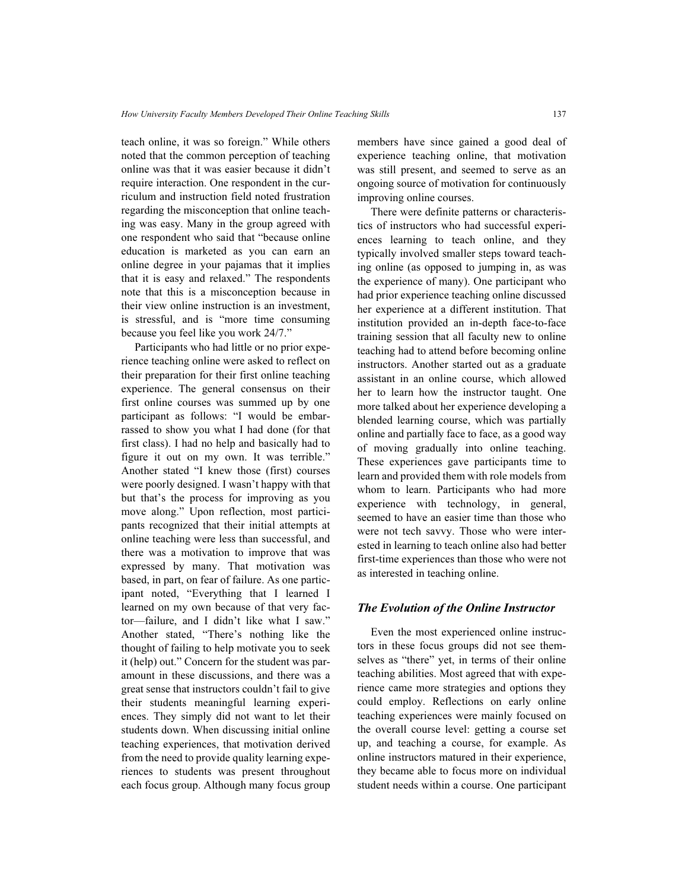teach online, it was so foreign." While others noted that the common perception of teaching online was that it was easier because it didn't require interaction. One respondent in the curriculum and instruction field noted frustration regarding the misconception that online teaching was easy. Many in the group agreed with one respondent who said that "because online education is marketed as you can earn an online degree in your pajamas that it implies that it is easy and relaxed." The respondents note that this is a misconception because in their view online instruction is an investment, is stressful, and is "more time consuming because you feel like you work 24/7."

Participants who had little or no prior experience teaching online were asked to reflect on their preparation for their first online teaching experience. The general consensus on their first online courses was summed up by one participant as follows: "I would be embarrassed to show you what I had done (for that first class). I had no help and basically had to figure it out on my own. It was terrible." Another stated "I knew those (first) courses were poorly designed. I wasn't happy with that but that's the process for improving as you move along." Upon reflection, most participants recognized that their initial attempts at online teaching were less than successful, and there was a motivation to improve that was expressed by many. That motivation was based, in part, on fear of failure. As one participant noted, "Everything that I learned I learned on my own because of that very factor—failure, and I didn't like what I saw." Another stated, "There's nothing like the thought of failing to help motivate you to seek it (help) out." Concern for the student was paramount in these discussions, and there was a great sense that instructors couldn't fail to give their students meaningful learning experiences. They simply did not want to let their students down. When discussing initial online teaching experiences, that motivation derived from the need to provide quality learning experiences to students was present throughout each focus group. Although many focus group members have since gained a good deal of experience teaching online, that motivation was still present, and seemed to serve as an ongoing source of motivation for continuously improving online courses.

There were definite patterns or characteristics of instructors who had successful experiences learning to teach online, and they typically involved smaller steps toward teaching online (as opposed to jumping in, as was the experience of many). One participant who had prior experience teaching online discussed her experience at a different institution. That institution provided an in-depth face-to-face training session that all faculty new to online teaching had to attend before becoming online instructors. Another started out as a graduate assistant in an online course, which allowed her to learn how the instructor taught. One more talked about her experience developing a blended learning course, which was partially online and partially face to face, as a good way of moving gradually into online teaching. These experiences gave participants time to learn and provided them with role models from whom to learn. Participants who had more experience with technology, in general, seemed to have an easier time than those who were not tech savvy. Those who were interested in learning to teach online also had better first-time experiences than those who were not as interested in teaching online.

### *The Evolution of the Online Instructor*

Even the most experienced online instructors in these focus groups did not see themselves as "there" yet, in terms of their online teaching abilities. Most agreed that with experience came more strategies and options they could employ. Reflections on early online teaching experiences were mainly focused on the overall course level: getting a course set up, and teaching a course, for example. As online instructors matured in their experience, they became able to focus more on individual student needs within a course. One participant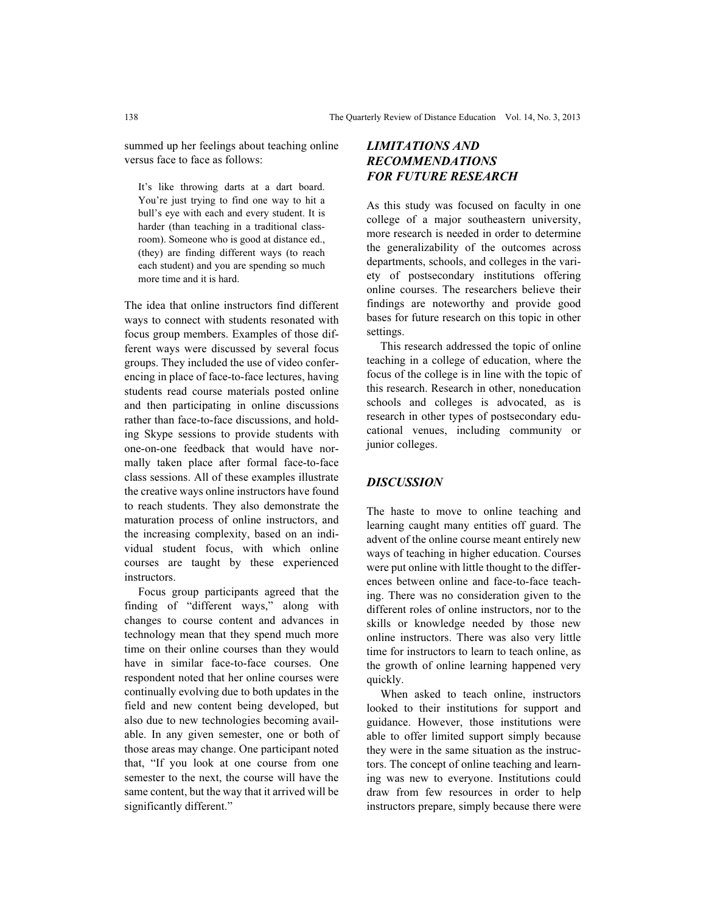summed up her feelings about teaching online versus face to face as follows:

> It's like throwing darts at a dart board. You're just trying to find one way to hit a bull's eye with each and every student. It is harder (than teaching in a traditional classroom). Someone who is good at distance ed., (they) are finding different ways (to reach each student) and you are spending so much more time and it is hard.

The idea that online instructors find different ways to connect with students resonated with focus group members. Examples of those different ways were discussed by several focus groups. They included the use of video conferencing in place of face-to-face lectures, having students read course materials posted online and then participating in online discussions rather than face-to-face discussions, and holding Skype sessions to provide students with one-on-one feedback that would have normally taken place after formal face-to-face class sessions. All of these examples illustrate the creative ways online instructors have found to reach students. They also demonstrate the maturation process of online instructors, and the increasing complexity, based on an individual student focus, with which online courses are taught by these experienced instructors.

Focus group participants agreed that the finding of "different ways," along with changes to course content and advances in technology mean that they spend much more time on their online courses than they would have in similar face-to-face courses. One respondent noted that her online courses were continually evolving due to both updates in the field and new content being developed, but also due to new technologies becoming available. In any given semester, one or both of those areas may change. One participant noted that, "If you look at one course from one semester to the next, the course will have the same content, but the way that it arrived will be significantly different."

## *LIMITATIONS AND RECOMMENDATIONS FOR FUTURE RESEARCH*

As this study was focused on faculty in one college of a major southeastern university, more research is needed in order to determine the generalizability of the outcomes across departments, schools, and colleges in the variety of postsecondary institutions offering online courses. The researchers believe their findings are noteworthy and provide good bases for future research on this topic in other settings.

This research addressed the topic of online teaching in a college of education, where the focus of the college is in line with the topic of this research. Research in other, noneducation schools and colleges is advocated, as is research in other types of postsecondary educational venues, including community or junior colleges.

## *DISCUSSION*

The haste to move to online teaching and learning caught many entities off guard. The advent of the online course meant entirely new ways of teaching in higher education. Courses were put online with little thought to the differences between online and face-to-face teaching. There was no consideration given to the different roles of online instructors, nor to the skills or knowledge needed by those new online instructors. There was also very little time for instructors to learn to teach online, as the growth of online learning happened very quickly.

When asked to teach online, instructors looked to their institutions for support and guidance. However, those institutions were able to offer limited support simply because they were in the same situation as the instructors. The concept of online teaching and learning was new to everyone. Institutions could draw from few resources in order to help instructors prepare, simply because there were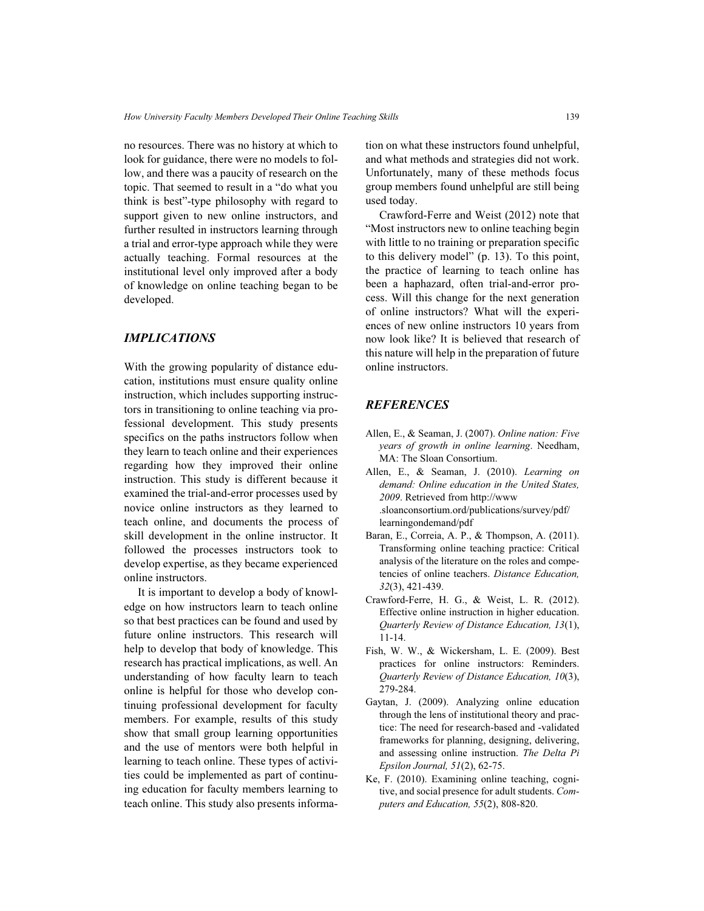no resources. There was no history at which to look for guidance, there were no models to follow, and there was a paucity of research on the topic. That seemed to result in a "do what you think is best"-type philosophy with regard to support given to new online instructors, and further resulted in instructors learning through a trial and error-type approach while they were actually teaching. Formal resources at the institutional level only improved after a body of knowledge on online teaching began to be developed.

## IMPLICATIONS

With the growing popularity of distance education, institutions must ensure quality online instruction, which includes supporting instructors in transitioning to online teaching via professional development. This study presents specifics on the paths instructors follow when they learn to teach online and their experiences regarding how they improved their online instruction. This study is different because it examined the trial-and-error processes used by novice online instructors as they learned to teach online, and documents the process of skill development in the online instructor. It followed the processes instructors took to develop expertise, as they became experienced online instructors.

It is important to develop a body of knowledge on how instructors learn to teach online so that best practices can be found and used by future online instructors. This research will help to develop that body of knowledge. This research has practical implications, as well. An understanding of how faculty learn to teach online is helpful for those who develop continuing professional development for faculty members. For example, results of this study show that small group learning opportunities and the use of mentors were both helpful in learning to teach online. These types of activities could be implemented as part of continuing education for faculty members learning to teach online. This study also presents information on what these instructors found unhelpful, and what methods and strategies did not work. Unfortunately, many of these methods focus group members found unhelpful are still being used today.

Crawford-Ferre and Weist (2012) note that "Most instructors new to online teaching begin with little to no training or preparation specific to this delivery model" (p. 13). To this point, the practice of learning to teach online has been a haphazard, often trial-and-error process. Will this change for the next generation of online instructors? What will the experiences of new online instructors 10 years from now look like? It is believed that research of this nature will help in the preparation of future online instructors.

## REFERENCES

Allen, E., & Seaman, J. (2007). *Online nation: Five years of growth in online learning*. Needham, MA: The Sloan Consortium.

Allen, E., & Seaman, J. (2010). *Learning on demand: Online education in the United States, 2009*. Retrieved from http://www.sloanconsortium.org/publications/survey/pdf/learningondemand/pdf

Baran, E., Correia, A. P., & Thompson, A. (2011). Transforming online teaching practice: Critical analysis of the literature on the roles and competencies of online teachers. *Distance Education, 32*(3), 421-439.

Crawford-Ferre, H. G., & Weist, L. R. (2012). Effective online instruction in higher education. *Quarterly Review of Distance Education, 13*(1), 11-14.

Fish, W. W., & Wickersham, L. E. (2009). Best practices for online instructors: Reminders. *Quarterly Review of Distance Education, 10*(3), 279-284.

Gaytan, J. (2009). Analyzing online education through the lens of institutional theory and practice: The need for research-based and -validated frameworks for planning, designing, delivering, and assessing online instruction. *The Delta Pi Epsilon Journal, 51*(2), 62-75.

Ke, F. (2010). Examining online teaching, cognitive, and social presence for adult students. *Computers and Education, 55*(2), 808-820.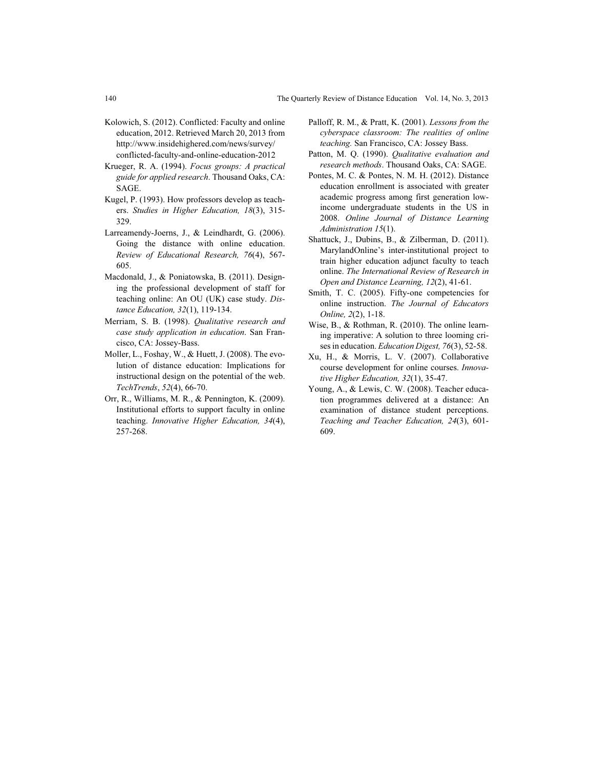Kolowich, S. (2012). Conflicted: Faculty and online education, 2012. Retrieved March 20, 2013 from http://www.insidehighered.com/news/survey/conflicted-faculty-and-online-education-2012

Krueger, R. A. (1994). *Focus groups: A practical guide for applied research*. Thousand Oaks, CA: SAGE.

Kugel, P. (1993). How professors develop as teachers. *Studies in Higher Education, 18*(3), 315-329.

Larreamendy-Joerns, J., & Leindhardt, G. (2006). Going the distance with online education. *Review of Educational Research, 76*(4), 567-605.

Macdonald, J., & Poniatowska, B. (2011). Designing the professional development of staff for teaching online: An OU (UK) case study. *Distance Education, 32*(1), 119-134.

Merriam, S. B. (1998). *Qualitative research and case study application in education*. San Francisco, CA: Jossey-Bass.

Moller, L., Foshay, W., & Huett, J. (2008). The evolution of distance education: Implications for instructional design on the potential of the web. *TechTrends*, *52*(4), 66-70.

Orr, R., Williams, M. R., & Pennington, K. (2009). Institutional efforts to support faculty in online teaching. *Innovative Higher Education, 34*(4), 257-268.

Palloff, R. M., & Pratt, K. (2001). *Lessons from the cyberspace classroom: The realities of online teaching.* San Francisco, CA: Jossey Bass.

Patton, M. Q. (1990). *Qualitative evaluation and research methods*. Thousand Oaks, CA: SAGE.

Pontes, M. C. & Pontes, N. M. H. (2012). Distance education enrollment is associated with greater academic progress among first generation low-income undergraduate students in the US in 2008. *Online Journal of Distance Learning Administration 15*(1).

Shattuck, J., Dubins, B., & Zilberman, D. (2011). MarylandOnline's inter-institutional project to train higher education adjunct faculty to teach online. *The International Review of Research in Open and Distance Learning, 12*(2), 41-61.

Smith, T. C. (2005). Fifty-one competencies for online instruction. *The Journal of Educators Online, 2*(2), 1-18.

Wise, B., & Rothman, R. (2010). The online learning imperative: A solution to three looming crises in education. *Education Digest, 76*(3), 52-58.

Xu, H., & Morris, L. V. (2007). Collaborative course development for online courses. *Innovative Higher Education, 32*(1), 35-47.

Young, A., & Lewis, C. W. (2008). Teacher education programmes delivered at a distance: An examination of distance student perceptions. *Teaching and Teacher Education, 24*(3), 601-609.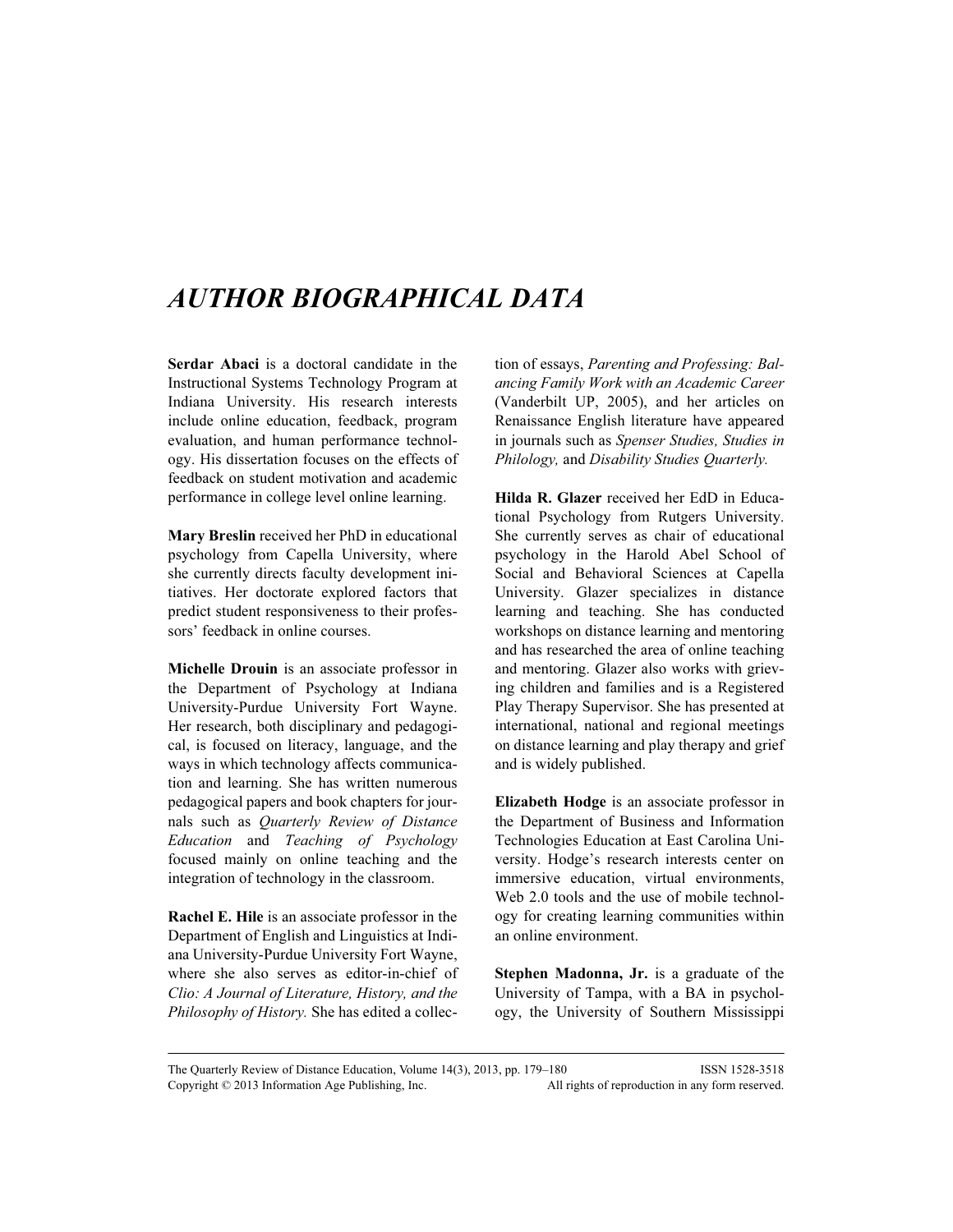# AUTHOR BIOGRAPHICAL DATA

**Serdar Abaci** is a doctoral candidate in the Instructional Systems Technology Program at Indiana University. His research interests include online education, feedback, program evaluation, and human performance technology. His dissertation focuses on the effects of feedback on student motivation and academic performance in college level online learning.

**Mary Breslin** received her PhD in educational psychology from Capella University, where she currently directs faculty development initiatives. Her doctorate explored factors that predict student responsiveness to their professors' feedback in online courses.

**Michelle Drouin** is an associate professor in the Department of Psychology at Indiana University-Purdue University Fort Wayne. Her research, both disciplinary and pedagogical, is focused on literacy, language, and the ways in which technology affects communication and learning. She has written numerous pedagogical papers and book chapters for journals such as *Quarterly Review of Distance Education* and *Teaching of Psychology* focused mainly on online teaching and the integration of technology in the classroom.

**Rachel E. Hile** is an associate professor in the Department of English and Linguistics at Indiana University-Purdue University Fort Wayne, where she also serves as editor-in-chief of *Clio: A Journal of Literature, History, and the Philosophy of History.* She has edited a collection of essays, *Parenting and Professing: Balancing Family Work with an Academic Career* (Vanderbilt UP, 2005), and her articles on Renaissance English literature have appeared in journals such as *Spenser Studies, Studies in Philology,* and *Disability Studies Quarterly.*

**Hilda R. Glazer** received her EdD in Educational Psychology from Rutgers University. She currently serves as chair of educational psychology in the Harold Abel School of Social and Behavioral Sciences at Capella University. Glazer specializes in distance learning and teaching. She has conducted workshops on distance learning and mentoring and has researched the area of online teaching and mentoring. Glazer also works with grieving children and families and is a Registered Play Therapy Supervisor. She has presented at international, national and regional meetings on distance learning and play therapy and grief and is widely published.

**Elizabeth Hodge** is an associate professor in the Department of Business and Information Technologies Education at East Carolina University. Hodge's research interests center on immersive education, virtual environments, Web 2.0 tools and the use of mobile technology for creating learning communities within an online environment.

**Stephen Madonna, Jr.** is a graduate of the University of Tampa, with a BA in psychology, the University of Southern Mississippi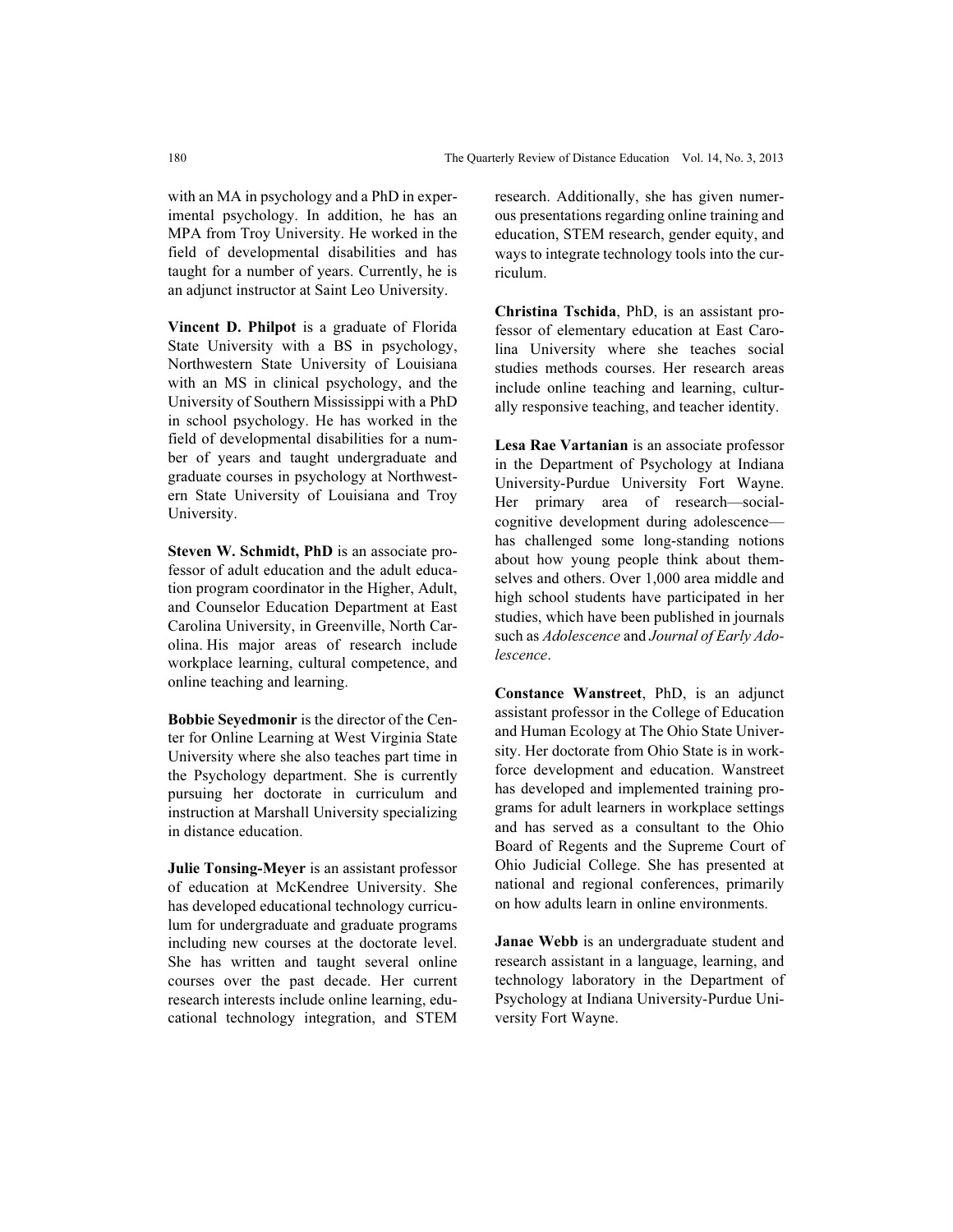with an MA in psychology and a PhD in experimental psychology. In addition, he has an MPA from Troy University. He worked in the field of developmental disabilities and has taught for a number of years. Currently, he is an adjunct instructor at Saint Leo University.

**Vincent D. Philpot** is a graduate of Florida State University with a BS in psychology, Northwestern State University of Louisiana with an MS in clinical psychology, and the University of Southern Mississippi with a PhD in school psychology. He has worked in the field of developmental disabilities for a number of years and taught undergraduate and graduate courses in psychology at Northwestern State University of Louisiana and Troy University.

**Steven W. Schmidt, PhD** is an associate professor of adult education and the adult education program coordinator in the Higher, Adult, and Counselor Education Department at East Carolina University, in Greenville, North Carolina. His major areas of research include workplace learning, cultural competence, and online teaching and learning.

**Bobbie Seyedmonir** is the director of the Center for Online Learning at West Virginia State University where she also teaches part time in the Psychology department. She is currently pursuing her doctorate in curriculum and instruction at Marshall University specializing in distance education.

**Julie Tonsing-Meyer** is an assistant professor of education at McKendree University. She has developed educational technology curriculum for undergraduate and graduate programs including new courses at the doctorate level. She has written and taught several online courses over the past decade. Her current research interests include online learning, educational technology integration, and STEM research. Additionally, she has given numerous presentations regarding online training and education, STEM research, gender equity, and ways to integrate technology tools into the curriculum.

**Christina Tschida**, PhD, is an assistant professor of elementary education at East Carolina University where she teaches social studies methods courses. Her research areas include online teaching and learning, culturally responsive teaching, and teacher identity.

**Lesa Rae Vartanian** is an associate professor in the Department of Psychology at Indiana University-Purdue University Fort Wayne. Her primary area of research—social-cognitive development during adolescence—has challenged some long-standing notions about how young people think about themselves and others. Over 1,000 area middle and high school students have participated in her studies, which have been published in journals such as *Adolescence* and *Journal of Early Adolescence*.

**Constance Wanstreet**, PhD, is an adjunct assistant professor in the College of Education and Human Ecology at The Ohio State University. Her doctorate from Ohio State is in workforce development and education. Wanstreet has developed and implemented training programs for adult learners in workplace settings and has served as a consultant to the Ohio Board of Regents and the Supreme Court of Ohio Judicial College. She has presented at national and regional conferences, primarily on how adults learn in online environments.

**Janae Webb** is an undergraduate student and research assistant in a language, learning, and technology laboratory in the Department of Psychology at Indiana University-Purdue University Fort Wayne.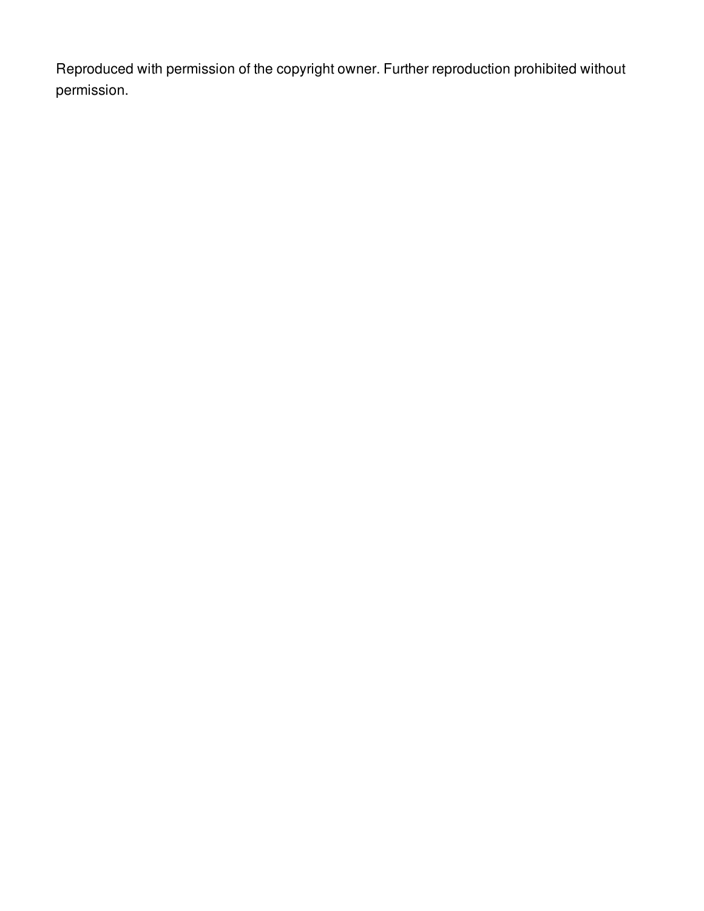Reproduced with permission of the copyright owner. Further reproduction prohibited without permission.